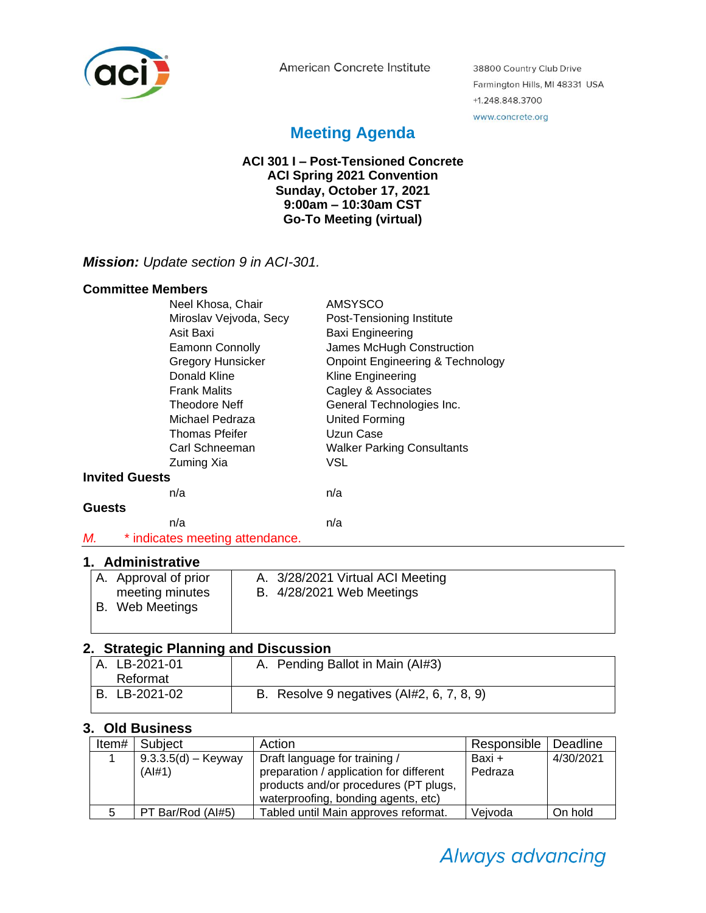American Concrete Institute

38800 Country Club Drive
Farmington Hills, MI 48331 USA
+1.248.848.3700
www.concrete.org

# Meeting Agenda

**ACI 301 I – Post-Tensioned Concrete**
**ACI Spring 2021 Convention**
**Sunday, October 17, 2021**
**9:00am – 10:30am CST**
**Go-To Meeting (virtual)**

***Mission:*** *Update section 9 in ACI-301.*

**Committee Members**

| | |
|---|---|
| Neel Khosa, Chair | AMSYSCO |
| Miroslav Vejvoda, Secy | Post-Tensioning Institute |
| Asit Baxi | Baxi Engineering |
| Eamonn Connolly | James McHugh Construction |
| Gregory Hunsicker | Onpoint Engineering & Technology |
| Donald Kline | Kline Engineering |
| Frank Malits | Cagley & Associates |
| Theodore Neff | General Technologies Inc. |
| Michael Pedraza | United Forming |
| Thomas Pfeifer | Uzun Case |
| Carl Schneeman | Walker Parking Consultants |
| Zuming Xia | VSL |

**Invited Guests**

| | |
|---|---|
| n/a | n/a |

**Guests**

| | |
|---|---|
| n/a | n/a |

*M.* * indicates meeting attendance.

## 1. Administrative

| | |
|---|---|
| A. Approval of prior meeting minutes<br>B. Web Meetings | A. 3/28/2021 Virtual ACI Meeting<br>B. 4/28/2021 Web Meetings |

## 2. Strategic Planning and Discussion

| | |
|---|---|
| A. LB-2021-01 Reformat | A. Pending Ballot in Main (AI#3) |
| B. LB-2021-02 | B. Resolve 9 negatives (AI#2, 6, 7, 8, 9) |

## 3. Old Business

| Item# | Subject | Action | Responsible | Deadline |
|---|---|---|---|---|
| 1 | 9.3.3.5(d) – Keyway (AI#1) | Draft language for training / preparation / application for different products and/or procedures (PT plugs, waterproofing, bonding agents, etc) | Baxi + Pedraza | 4/30/2021 |
| 5 | PT Bar/Rod (AI#5) | Tabled until Main approves reformat. | Vejvoda | On hold |

*Always advancing*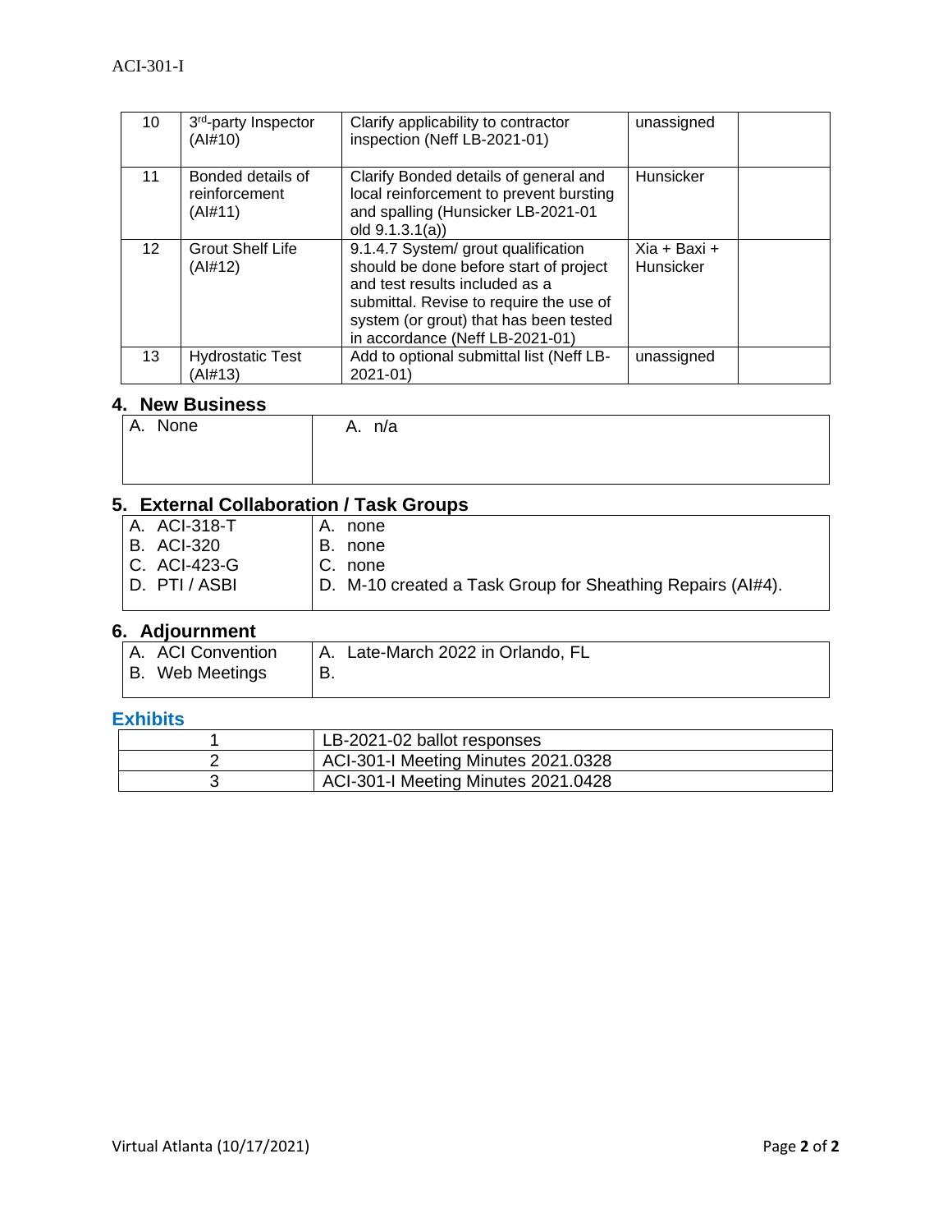| | | | | |
|---|---|---|---|---|
| 10 | 3rd-party Inspector (AI#10) | Clarify applicability to contractor inspection (Neff LB-2021-01) | unassigned | |
| 11 | Bonded details of reinforcement (AI#11) | Clarify Bonded details of general and local reinforcement to prevent bursting and spalling (Hunsicker LB-2021-01 old 9.1.3.1(a)) | Hunsicker | |
| 12 | Grout Shelf Life (AI#12) | 9.1.4.7 System/ grout qualification should be done before start of project and test results included as a submittal. Revise to require the use of system (or grout) that has been tested in accordance (Neff LB-2021-01) | Xia + Baxi + Hunsicker | |
| 13 | Hydrostatic Test (AI#13) | Add to optional submittal list (Neff LB-2021-01) | unassigned | |

## 4. New Business

| | |
|---|---|
| A. None | A. n/a |

## 5. External Collaboration / Task Groups

| | |
|---|---|
| A. ACI-318-T<br>B. ACI-320<br>C. ACI-423-G<br>D. PTI / ASBI | A. none<br>B. none<br>C. none<br>D. M-10 created a Task Group for Sheathing Repairs (AI#4). |

## 6. Adjournment

| | |
|---|---|
| A. ACI Convention<br>B. Web Meetings | A. Late-March 2022 in Orlando, FL<br>B. |

## Exhibits

| | |
|---|---|
| 1 | LB-2021-02 ballot responses |
| 2 | ACI-301-I Meeting Minutes 2021.0328 |
| 3 | ACI-301-I Meeting Minutes 2021.0428 |